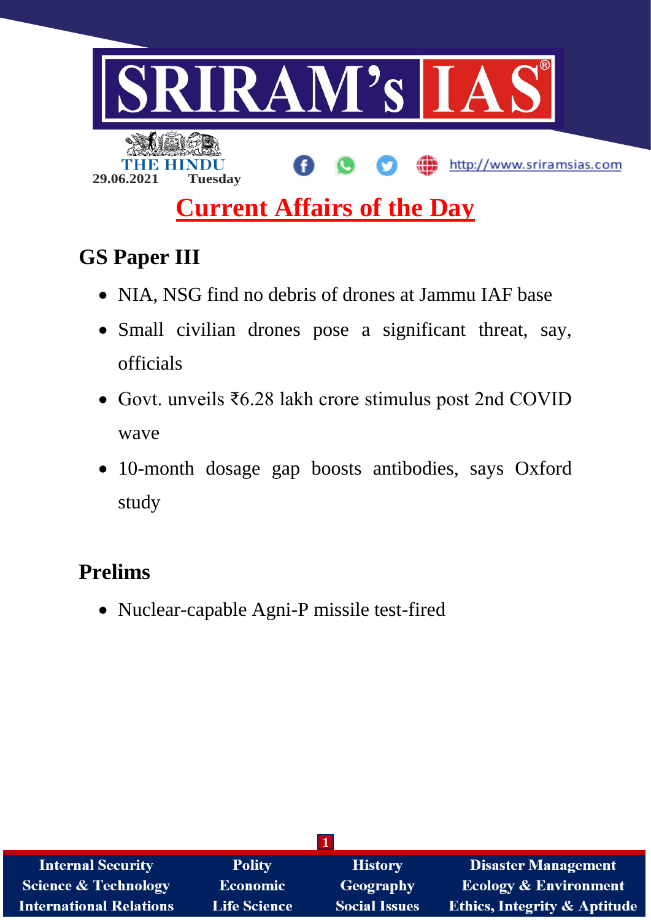SRIRAM's IAS

THE HINDU

29.06.2021 Tuesday

http://www.sriramsias.com

# Current Affairs of the Day

## GS Paper III

- NIA, NSG find no debris of drones at Jammu IAF base
- Small civilian drones pose a significant threat, say, officials
- Govt. unveils ₹6.28 lakh crore stimulus post 2nd COVID wave
- 10-month dosage gap boosts antibodies, says Oxford study

## Prelims

- Nuclear-capable Agni-P missile test-fired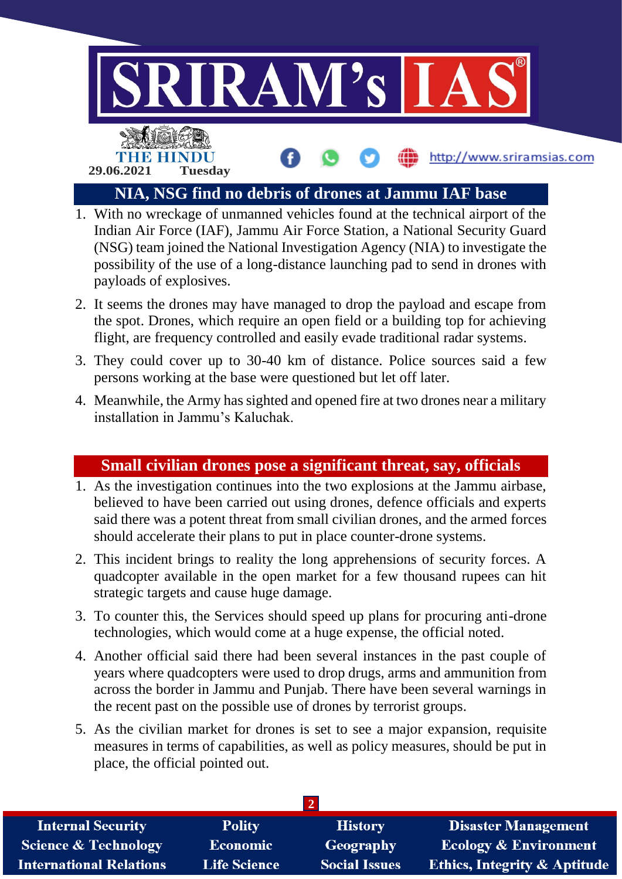## NIA, NSG find no debris of drones at Jammu IAF base

1. With no wreckage of unmanned vehicles found at the technical airport of the Indian Air Force (IAF), Jammu Air Force Station, a National Security Guard (NSG) team joined the National Investigation Agency (NIA) to investigate the possibility of the use of a long-distance launching pad to send in drones with payloads of explosives.
2. It seems the drones may have managed to drop the payload and escape from the spot. Drones, which require an open field or a building top for achieving flight, are frequency controlled and easily evade traditional radar systems.
3. They could cover up to 30-40 km of distance. Police sources said a few persons working at the base were questioned but let off later.
4. Meanwhile, the Army has sighted and opened fire at two drones near a military installation in Jammu's Kaluchak.

## Small civilian drones pose a significant threat, say, officials

1. As the investigation continues into the two explosions at the Jammu airbase, believed to have been carried out using drones, defence officials and experts said there was a potent threat from small civilian drones, and the armed forces should accelerate their plans to put in place counter-drone systems.
2. This incident brings to reality the long apprehensions of security forces. A quadcopter available in the open market for a few thousand rupees can hit strategic targets and cause huge damage.
3. To counter this, the Services should speed up plans for procuring anti-drone technologies, which would come at a huge expense, the official noted.
4. Another official said there had been several instances in the past couple of years where quadcopters were used to drop drugs, arms and ammunition from across the border in Jammu and Punjab. There have been several warnings in the recent past on the possible use of drones by terrorist groups.
5. As the civilian market for drones is set to see a major expansion, requisite measures in terms of capabilities, as well as policy measures, should be put in place, the official pointed out.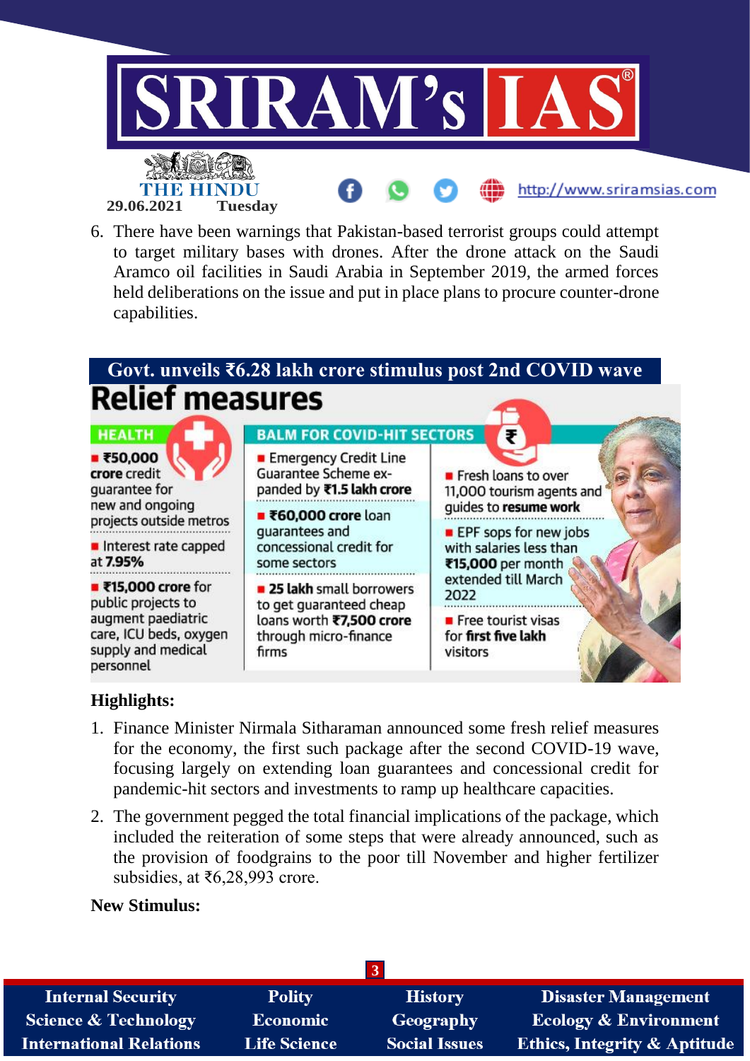6. There have been warnings that Pakistan-based terrorist groups could attempt to target military bases with drones. After the drone attack on the Saudi Aramco oil facilities in Saudi Arabia in September 2019, the armed forces held deliberations on the issue and put in place plans to procure counter-drone capabilities.

## Govt. unveils ₹6.28 lakh crore stimulus post 2nd COVID wave

### Relief measures

**HEALTH**

- **₹50,000 crore** credit guarantee for new and ongoing projects outside metros
- Interest rate capped at **7.95%**
- **₹15,000 crore** for public projects to augment paediatric care, ICU beds, oxygen supply and medical personnel

**BALM FOR COVID-HIT SECTORS**

- Emergency Credit Line Guarantee Scheme expanded by **₹1.5 lakh crore**
- **₹60,000 crore** loan guarantees and concessional credit for some sectors
- **25 lakh** small borrowers to get guaranteed cheap loans worth **₹7,500 crore** through micro-finance firms
- Fresh loans to over 11,000 tourism agents and guides to **resume work**
- EPF sops for new jobs with salaries less than **₹15,000** per month extended till March 2022
- Free tourist visas for **first five lakh** visitors

**Highlights:**

1. Finance Minister Nirmala Sitharaman announced some fresh relief measures for the economy, the first such package after the second COVID-19 wave, focusing largely on extending loan guarantees and concessional credit for pandemic-hit sectors and investments to ramp up healthcare capacities.
2. The government pegged the total financial implications of the package, which included the reiteration of some steps that were already announced, such as the provision of foodgrains to the poor till November and higher fertilizer subsidies, at ₹6,28,993 crore.

**New Stimulus:**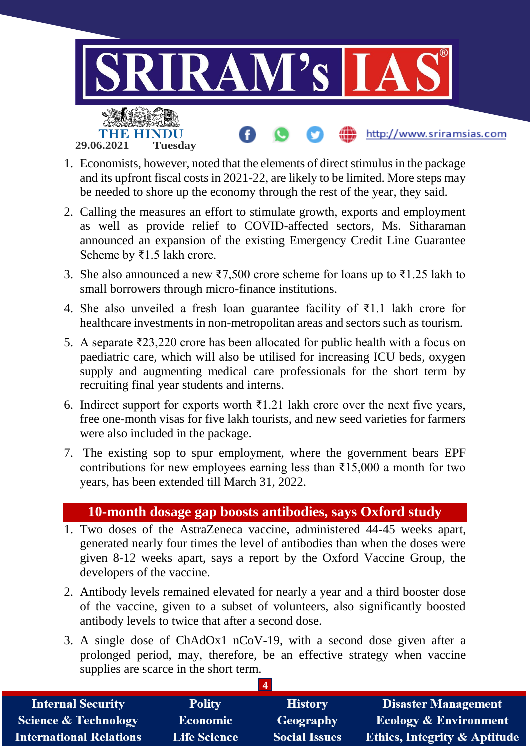1. Economists, however, noted that the elements of direct stimulus in the package and its upfront fiscal costs in 2021-22, are likely to be limited. More steps may be needed to shore up the economy through the rest of the year, they said.
2. Calling the measures an effort to stimulate growth, exports and employment as well as provide relief to COVID-affected sectors, Ms. Sitharaman announced an expansion of the existing Emergency Credit Line Guarantee Scheme by ₹1.5 lakh crore.
3. She also announced a new ₹7,500 crore scheme for loans up to ₹1.25 lakh to small borrowers through micro-finance institutions.
4. She also unveiled a fresh loan guarantee facility of ₹1.1 lakh crore for healthcare investments in non-metropolitan areas and sectors such as tourism.
5. A separate ₹23,220 crore has been allocated for public health with a focus on paediatric care, which will also be utilised for increasing ICU beds, oxygen supply and augmenting medical care professionals for the short term by recruiting final year students and interns.
6. Indirect support for exports worth ₹1.21 lakh crore over the next five years, free one-month visas for five lakh tourists, and new seed varieties for farmers were also included in the package.
7. The existing sop to spur employment, where the government bears EPF contributions for new employees earning less than ₹15,000 a month for two years, has been extended till March 31, 2022.

## 10-month dosage gap boosts antibodies, says Oxford study

1. Two doses of the AstraZeneca vaccine, administered 44-45 weeks apart, generated nearly four times the level of antibodies than when the doses were given 8-12 weeks apart, says a report by the Oxford Vaccine Group, the developers of the vaccine.
2. Antibody levels remained elevated for nearly a year and a third booster dose of the vaccine, given to a subset of volunteers, also significantly boosted antibody levels to twice that after a second dose.
3. A single dose of ChAdOx1 nCoV-19, with a second dose given after a prolonged period, may, therefore, be an effective strategy when vaccine supplies are scarce in the short term.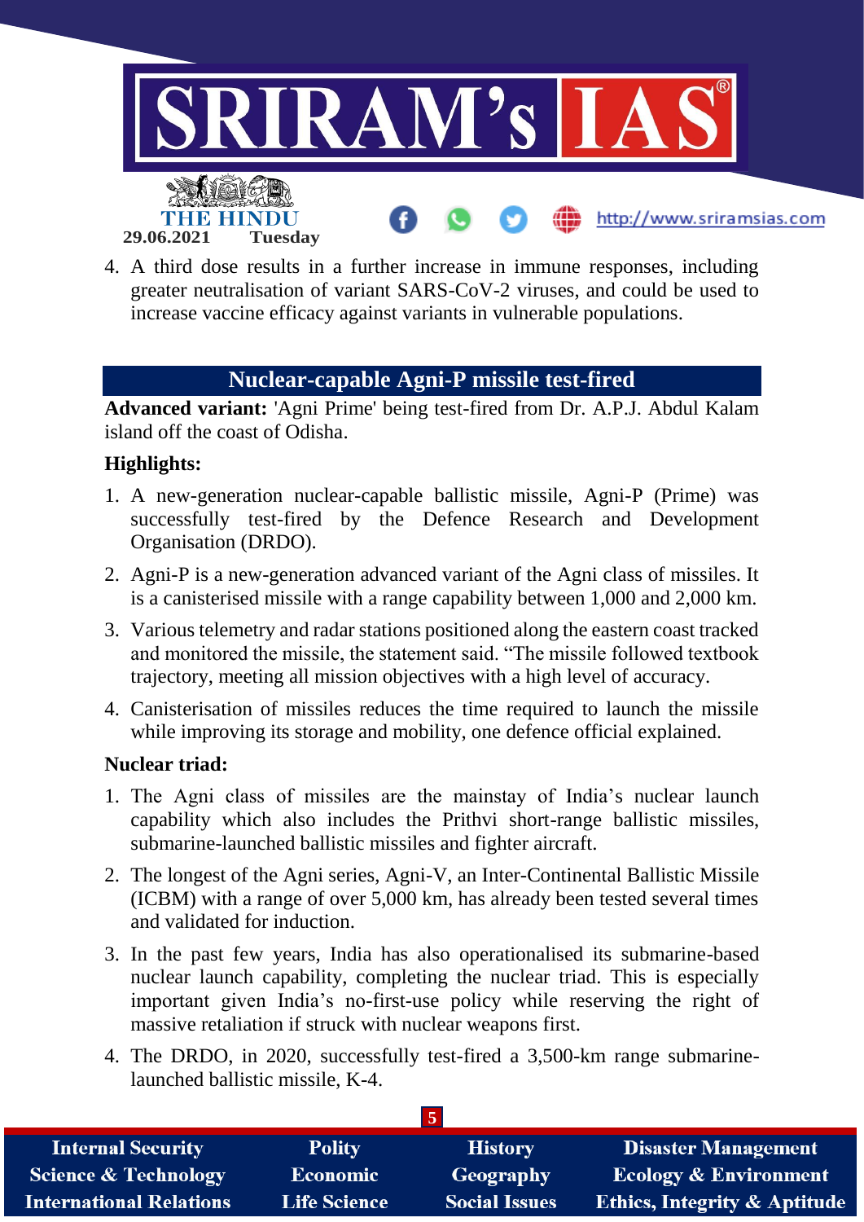4. A third dose results in a further increase in immune responses, including greater neutralisation of variant SARS-CoV-2 viruses, and could be used to increase vaccine efficacy against variants in vulnerable populations.

## Nuclear-capable Agni-P missile test-fired

**Advanced variant:** 'Agni Prime' being test-fired from Dr. A.P.J. Abdul Kalam island off the coast of Odisha.

**Highlights:**

1. A new-generation nuclear-capable ballistic missile, Agni-P (Prime) was successfully test-fired by the Defence Research and Development Organisation (DRDO).
2. Agni-P is a new-generation advanced variant of the Agni class of missiles. It is a canisterised missile with a range capability between 1,000 and 2,000 km.
3. Various telemetry and radar stations positioned along the eastern coast tracked and monitored the missile, the statement said. "The missile followed textbook trajectory, meeting all mission objectives with a high level of accuracy.
4. Canisterisation of missiles reduces the time required to launch the missile while improving its storage and mobility, one defence official explained.

**Nuclear triad:**

1. The Agni class of missiles are the mainstay of India's nuclear launch capability which also includes the Prithvi short-range ballistic missiles, submarine-launched ballistic missiles and fighter aircraft.
2. The longest of the Agni series, Agni-V, an Inter-Continental Ballistic Missile (ICBM) with a range of over 5,000 km, has already been tested several times and validated for induction.
3. In the past few years, India has also operationalised its submarine-based nuclear launch capability, completing the nuclear triad. This is especially important given India's no-first-use policy while reserving the right of massive retaliation if struck with nuclear weapons first.
4. The DRDO, in 2020, successfully test-fired a 3,500-km range submarine-launched ballistic missile, K-4.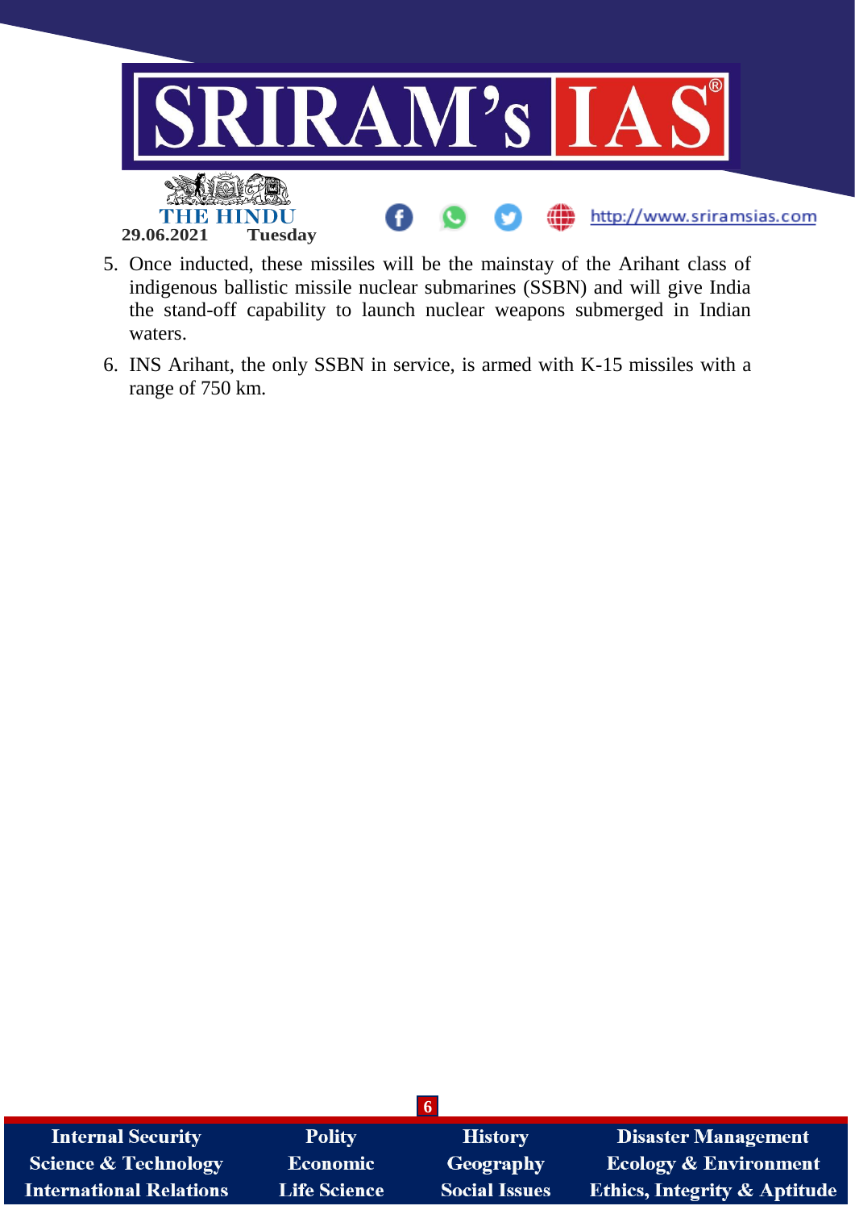5. Once inducted, these missiles will be the mainstay of the Arihant class of indigenous ballistic missile nuclear submarines (SSBN) and will give India the stand-off capability to launch nuclear weapons submerged in Indian waters.
6. INS Arihant, the only SSBN in service, is armed with K-15 missiles with a range of 750 km.